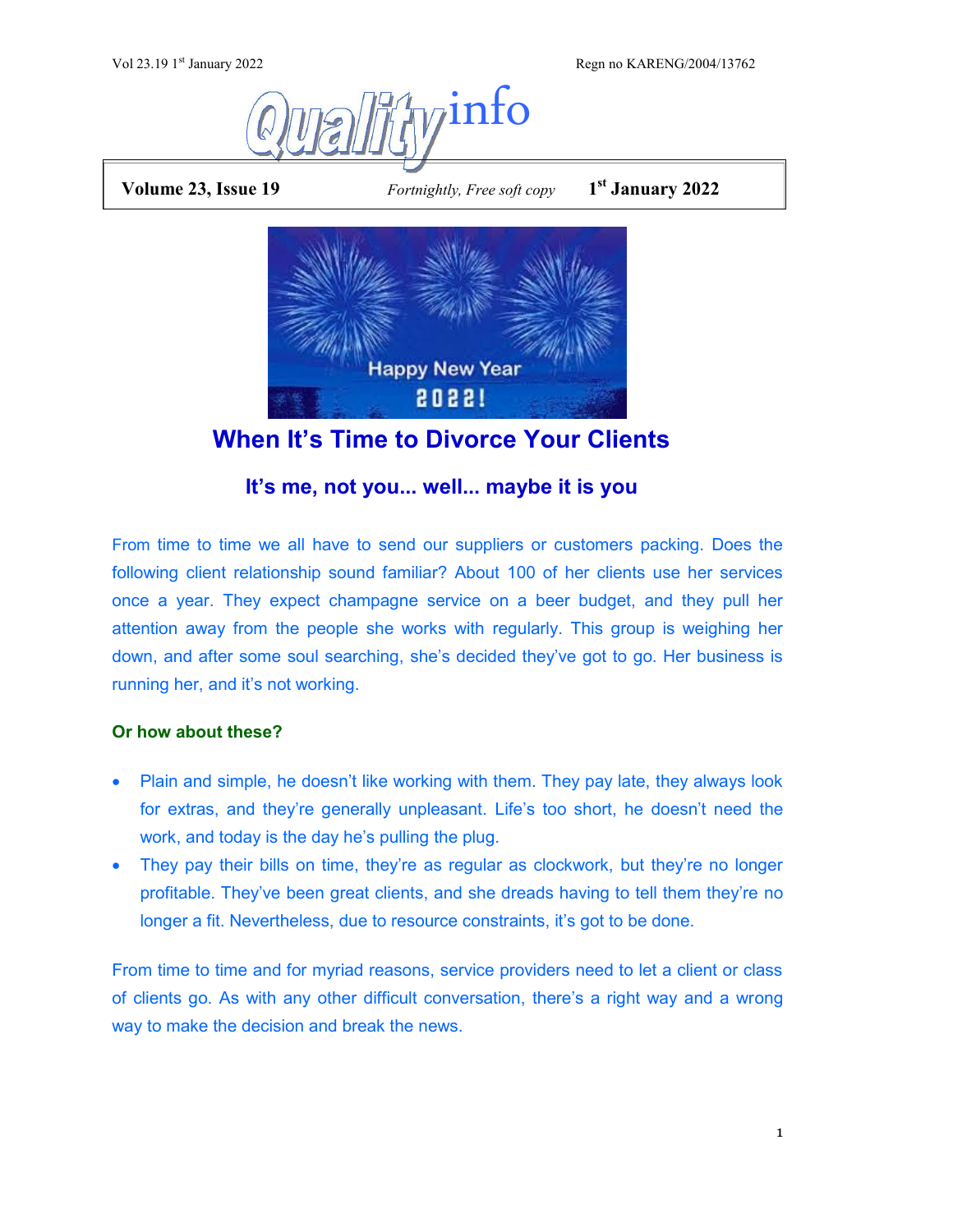# Qualityinfo

**Volume 23, Issue 19** *Fortnightly, Free soft copy* **1st January 2022**

## When It's Time to Divorce Your Clients

### It's me, not you... well... maybe it is you

From time to time we all have to send our suppliers or customers packing. Does the following client relationship sound familiar? About 100 of her clients use her services once a year. They expect champagne service on a beer budget, and they pull her attention away from the people she works with regularly. This group is weighing her down, and after some soul searching, she's decided they've got to go. Her business is running her, and it's not working.

**Or how about these?**

- Plain and simple, he doesn't like working with them. They pay late, they always look for extras, and they're generally unpleasant. Life's too short, he doesn't need the work, and today is the day he's pulling the plug.
- They pay their bills on time, they're as regular as clockwork, but they're no longer profitable. They've been great clients, and she dreads having to tell them they're no longer a fit. Nevertheless, due to resource constraints, it's got to be done.

From time to time and for myriad reasons, service providers need to let a client or class of clients go. As with any other difficult conversation, there's a right way and a wrong way to make the decision and break the news.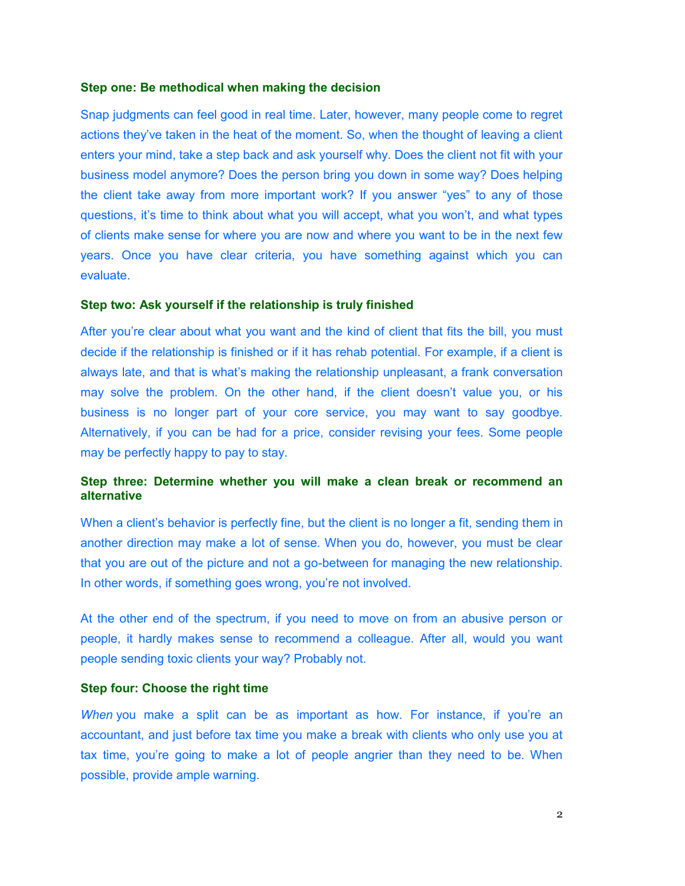**Step one: Be methodical when making the decision**

Snap judgments can feel good in real time. Later, however, many people come to regret actions they've taken in the heat of the moment. So, when the thought of leaving a client enters your mind, take a step back and ask yourself why. Does the client not fit with your business model anymore? Does the person bring you down in some way? Does helping the client take away from more important work? If you answer "yes" to any of those questions, it's time to think about what you will accept, what you won't, and what types of clients make sense for where you are now and where you want to be in the next few years. Once you have clear criteria, you have something against which you can evaluate.

**Step two: Ask yourself if the relationship is truly finished**

After you're clear about what you want and the kind of client that fits the bill, you must decide if the relationship is finished or if it has rehab potential. For example, if a client is always late, and that is what's making the relationship unpleasant, a frank conversation may solve the problem. On the other hand, if the client doesn't value you, or his business is no longer part of your core service, you may want to say goodbye. Alternatively, if you can be had for a price, consider revising your fees. Some people may be perfectly happy to pay to stay.

**Step three: Determine whether you will make a clean break or recommend an alternative**

When a client's behavior is perfectly fine, but the client is no longer a fit, sending them in another direction may make a lot of sense. When you do, however, you must be clear that you are out of the picture and not a go-between for managing the new relationship. In other words, if something goes wrong, you're not involved.

At the other end of the spectrum, if you need to move on from an abusive person or people, it hardly makes sense to recommend a colleague. After all, would you want people sending toxic clients your way? Probably not.

**Step four: Choose the right time**

*When* you make a split can be as important as how. For instance, if you're an accountant, and just before tax time you make a break with clients who only use you at tax time, you're going to make a lot of people angrier than they need to be. When possible, provide ample warning.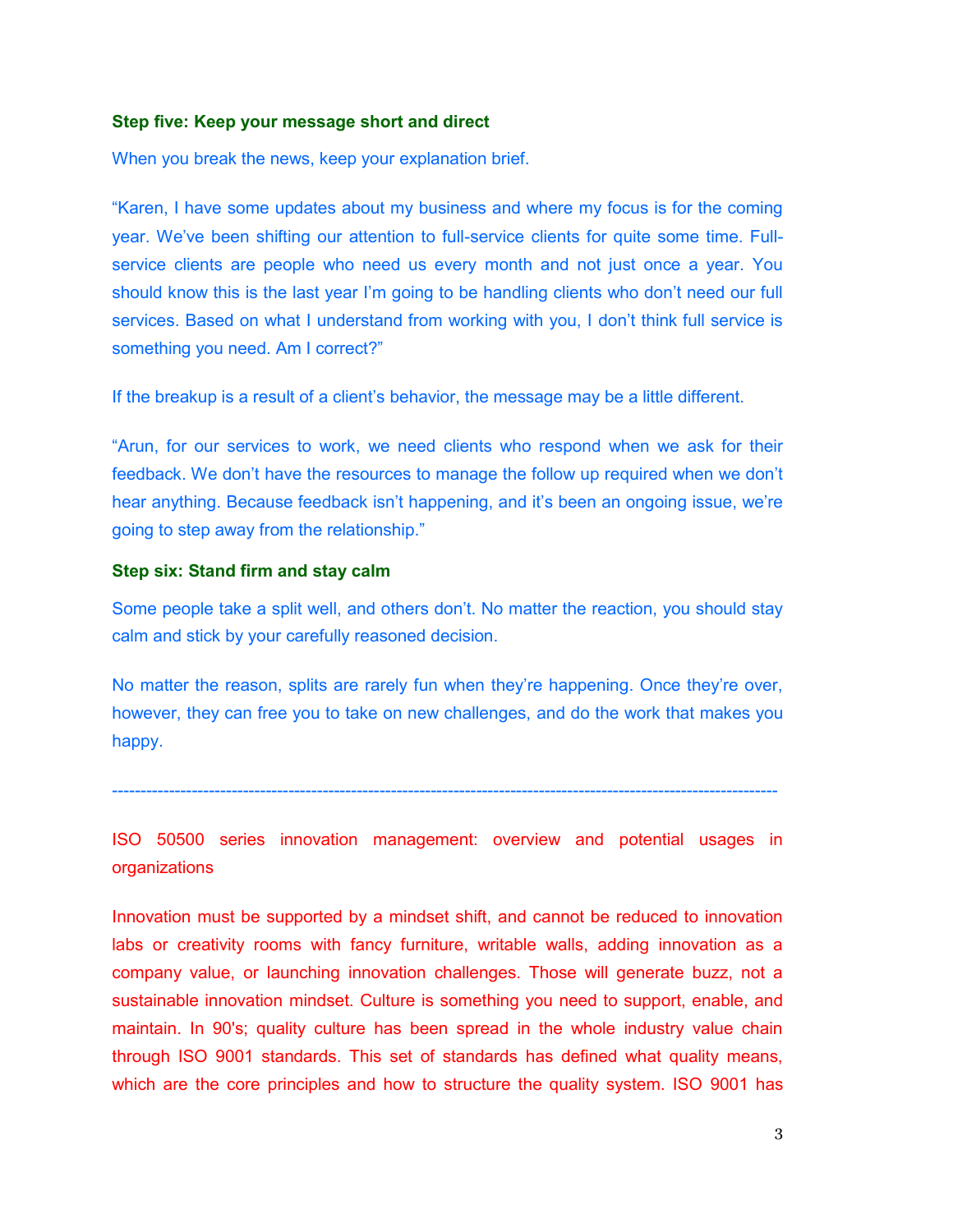**Step five: Keep your message short and direct**

When you break the news, keep your explanation brief.

"Karen, I have some updates about my business and where my focus is for the coming year. We've been shifting our attention to full-service clients for quite some time. Full-service clients are people who need us every month and not just once a year. You should know this is the last year I'm going to be handling clients who don't need our full services. Based on what I understand from working with you, I don't think full service is something you need. Am I correct?"

If the breakup is a result of a client's behavior, the message may be a little different.

"Arun, for our services to work, we need clients who respond when we ask for their feedback. We don't have the resources to manage the follow up required when we don't hear anything. Because feedback isn't happening, and it's been an ongoing issue, we're going to step away from the relationship."

**Step six: Stand firm and stay calm**

Some people take a split well, and others don't. No matter the reaction, you should stay calm and stick by your carefully reasoned decision.

No matter the reason, splits are rarely fun when they're happening. Once they're over, however, they can free you to take on new challenges, and do the work that makes you happy.

---

ISO 50500 series innovation management: overview and potential usages in organizations

Innovation must be supported by a mindset shift, and cannot be reduced to innovation labs or creativity rooms with fancy furniture, writable walls, adding innovation as a company value, or launching innovation challenges. Those will generate buzz, not a sustainable innovation mindset. Culture is something you need to support, enable, and maintain. In 90's; quality culture has been spread in the whole industry value chain through ISO 9001 standards. This set of standards has defined what quality means, which are the core principles and how to structure the quality system. ISO 9001 has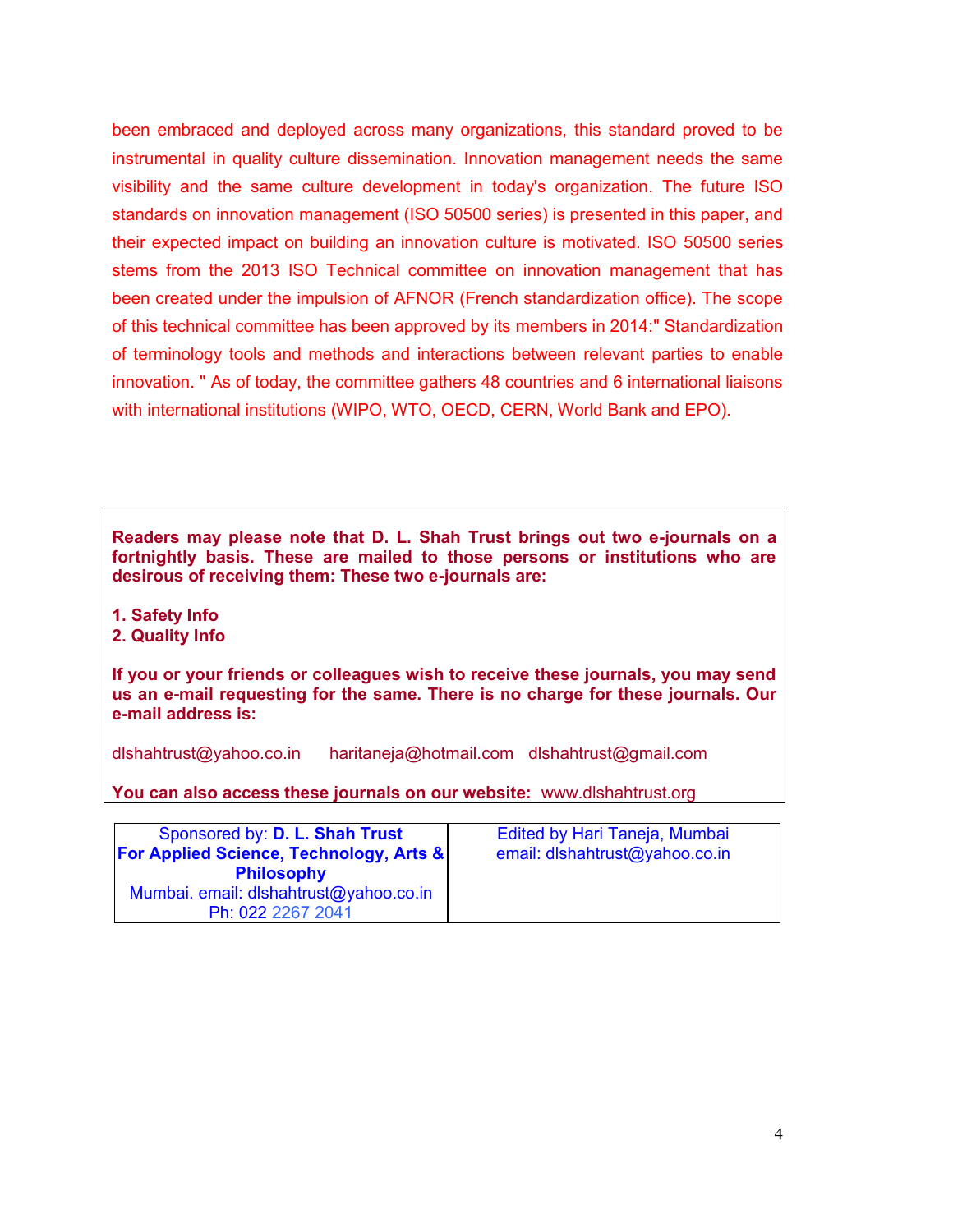been embraced and deployed across many organizations, this standard proved to be instrumental in quality culture dissemination. Innovation management needs the same visibility and the same culture development in today's organization. The future ISO standards on innovation management (ISO 50500 series) is presented in this paper, and their expected impact on building an innovation culture is motivated. ISO 50500 series stems from the 2013 ISO Technical committee on innovation management that has been created under the impulsion of AFNOR (French standardization office). The scope of this technical committee has been approved by its members in 2014:" Standardization of terminology tools and methods and interactions between relevant parties to enable innovation. " As of today, the committee gathers 48 countries and 6 international liaisons with international institutions (WIPO, WTO, OECD, CERN, World Bank and EPO).

**Readers may please note that D. L. Shah Trust brings out two e-journals on a fortnightly basis. These are mailed to those persons or institutions who are desirous of receiving them: These two e-journals are:**

**1. Safety Info**
**2. Quality Info**

**If you or your friends or colleagues wish to receive these journals, you may send us an e-mail requesting for the same. There is no charge for these journals. Our e-mail address is:**

dlshahtrust@yahoo.co.in haritaneja@hotmail.com dlshahtrust@gmail.com

**You can also access these journals on our website:** www.dlshahtrust.org

| | |
|---|---|
| Sponsored by: **D. L. Shah Trust For Applied Science, Technology, Arts & Philosophy** Mumbai. email: dlshahtrust@yahoo.co.in Ph: 022 2267 2041 | Edited by Hari Taneja, Mumbai email: dlshahtrust@yahoo.co.in |